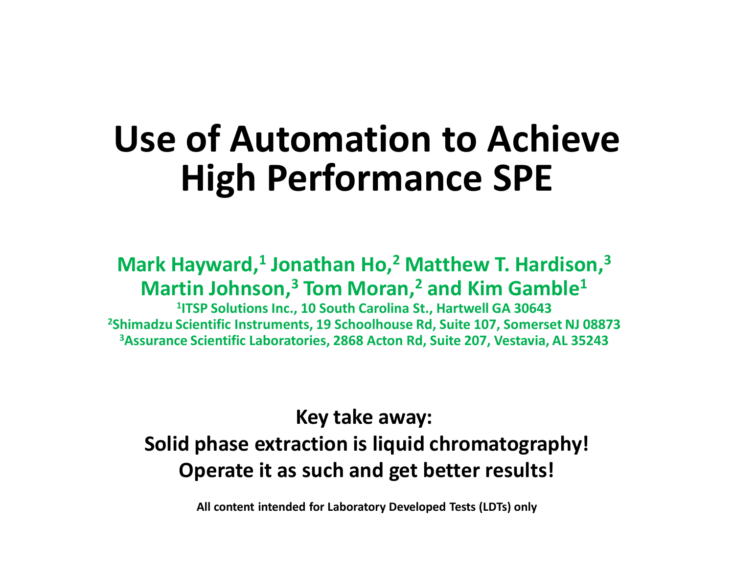# Use of Automation to Achieve High Performance SPE

**Mark Hayward,[1] Jonathan Ho,[2] Matthew T. Hardison,[3] Martin Johnson,[3] Tom Moran,[2] and Kim Gamble[1]**

[1]ITSP Solutions Inc., 10 South Carolina St., Hartwell GA 30643
[2]Shimadzu Scientific Instruments, 19 Schoolhouse Rd, Suite 107, Somerset NJ 08873
[3]Assurance Scientific Laboratories, 2868 Acton Rd, Suite 207, Vestavia, AL 35243

**Key take away:**
**Solid phase extraction is liquid chromatography!**
**Operate it as such and get better results!**

All content intended for Laboratory Developed Tests (LDTs) only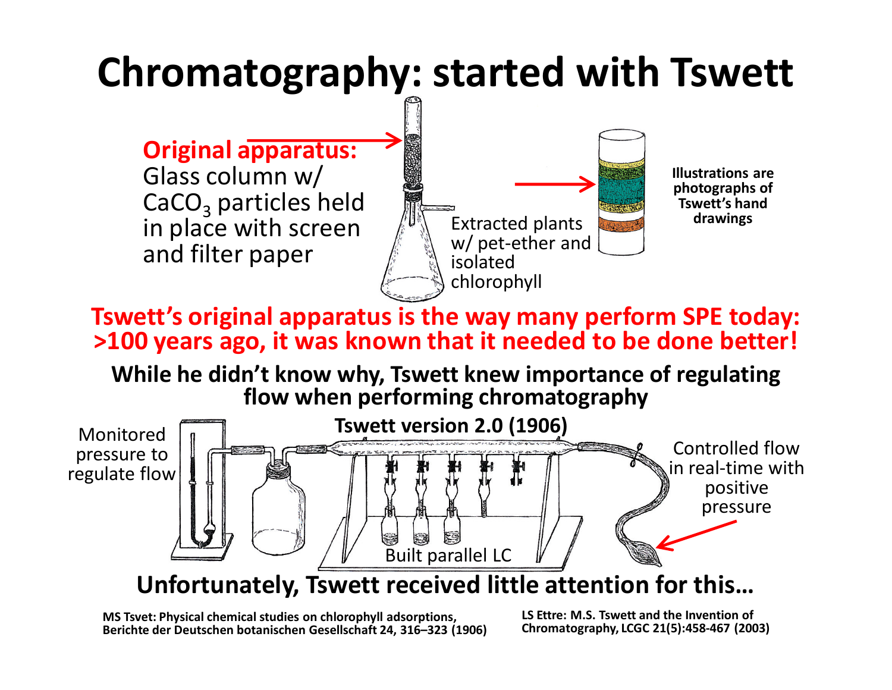# Chromatography: started with Tswett

**Original apparatus:**
Glass column w/ $CaCO_3$ particles held in place with screen and filter paper

Extracted plants w/ pet-ether and isolated chlorophyll

**Illustrations are photographs of Tswett's hand drawings**

**Tswett's original apparatus is the way many perform SPE today: >100 years ago, it was known that it needed to be done better!**

**While he didn't know why, Tswett knew importance of regulating flow when performing chromatography**

**Tswett version 2.0 (1906)**

Monitored pressure to regulate flow

Built parallel LC

Controlled flow in real-time with positive pressure

**Unfortunately, Tswett received little attention for this…**

**MS Tsvet: Physical chemical studies on chlorophyll adsorptions, Berichte der Deutschen botanischen Gesellschaft 24, 316–323 (1906)**

**LS Ettre: M.S. Tswett and the Invention of Chromatography, LCGC 21(5):458-467 (2003)**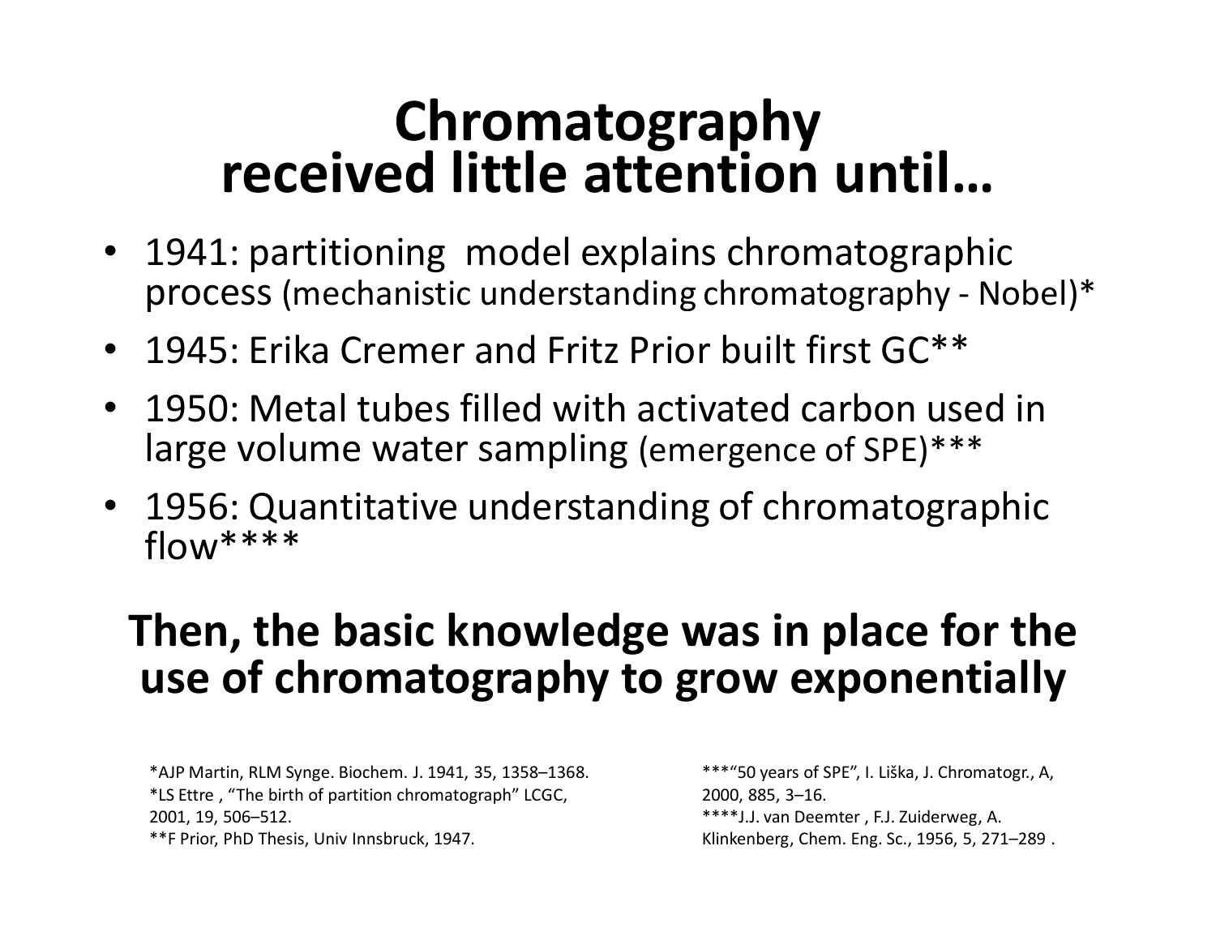# Chromatography received little attention until…

- 1941: partitioning model explains chromatographic process (mechanistic understanding chromatography - Nobel)*
- 1945: Erika Cremer and Fritz Prior built first GC**
- 1950: Metal tubes filled with activated carbon used in large volume water sampling (emergence of SPE)***
- 1956: Quantitative understanding of chromatographic flow****

## Then, the basic knowledge was in place for the use of chromatography to grow exponentially

*AJP Martin, RLM Synge. Biochem. J. 1941, 35, 1358–1368.
*LS Ettre , "The birth of partition chromatograph" LCGC, 2001, 19, 506–512.
**F Prior, PhD Thesis, Univ Innsbruck, 1947.

***"50 years of SPE", I. Liška, J. Chromatogr., A, 2000, 885, 3–16.
****J.J. van Deemter , F.J. Zuiderweg, A. Klinkenberg, Chem. Eng. Sc., 1956, 5, 271–289 .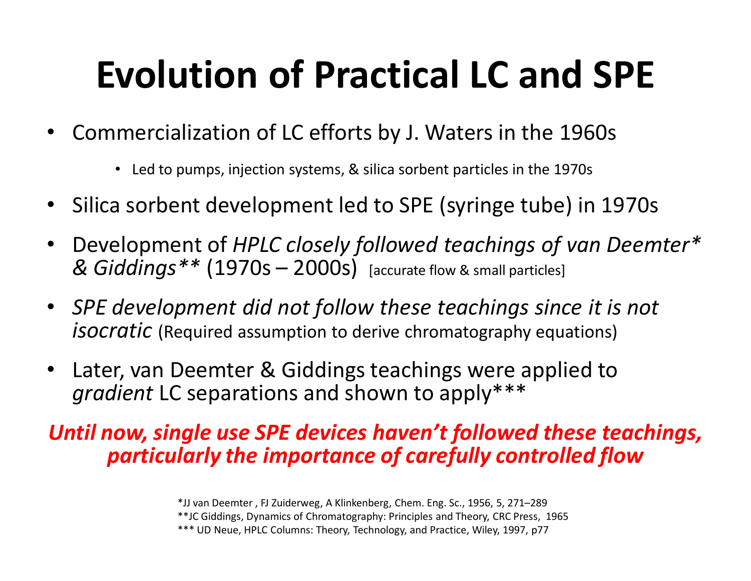# Evolution of Practical LC and SPE

- Commercialization of LC efforts by J. Waters in the 1960s
  - Led to pumps, injection systems, & silica sorbent particles in the 1970s
- Silica sorbent development led to SPE (syringe tube) in 1970s
- Development of *HPLC closely followed teachings of van Deemter* & Giddings*** (1970s – 2000s) [accurate flow & small particles]
- *SPE development did not follow these teachings since it is not isocratic* (Required assumption to derive chromatography equations)
- Later, van Deemter & Giddings teachings were applied to *gradient* LC separations and shown to apply***

***Until now, single use SPE devices haven't followed these teachings, particularly the importance of carefully controlled flow***

*JJ van Deemter , FJ Zuiderweg, A Klinkenberg, Chem. Eng. Sc., 1956, 5, 271–289
**JC Giddings, Dynamics of Chromatography: Principles and Theory, CRC Press, 1965
*** UD Neue, HPLC Columns: Theory, Technology, and Practice, Wiley, 1997, p77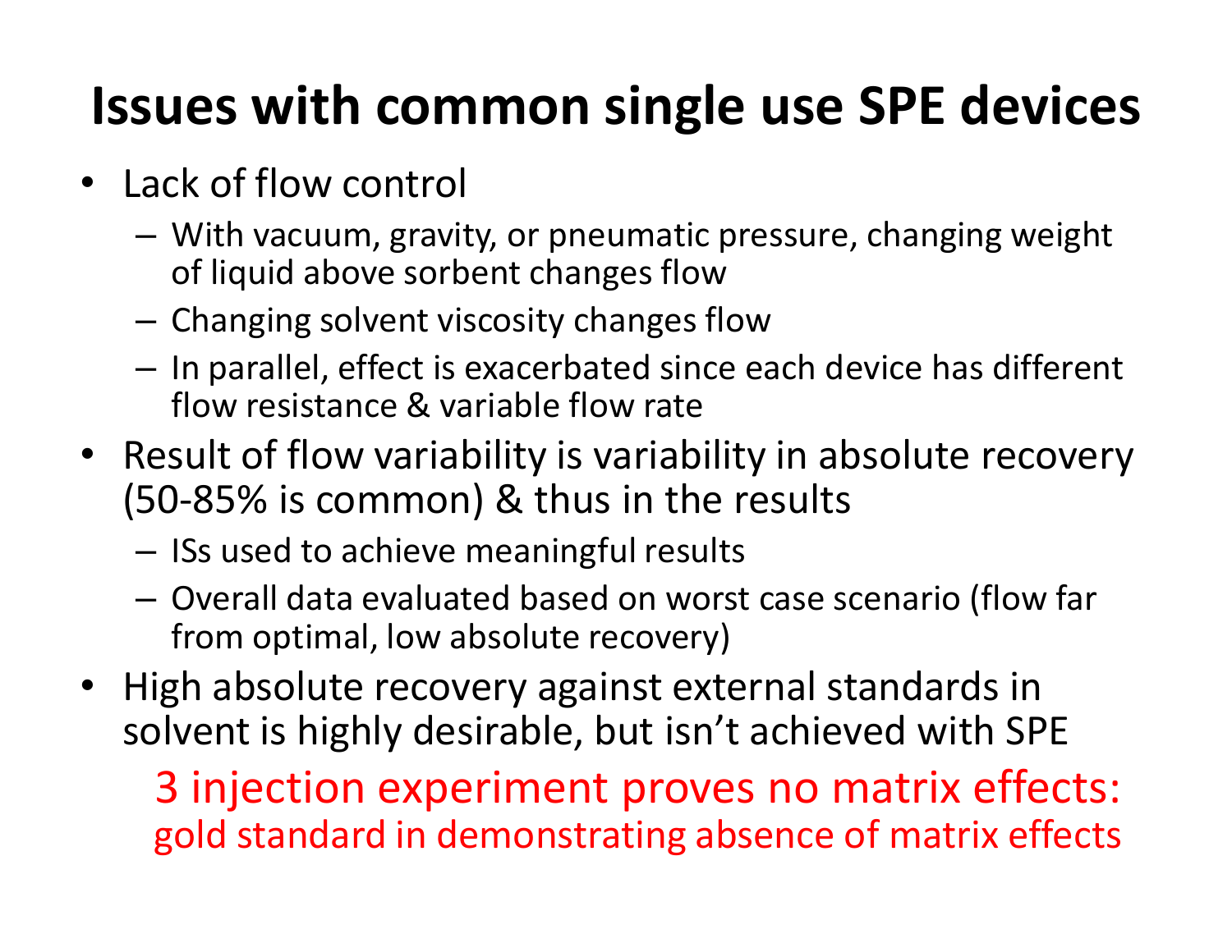# Issues with common single use SPE devices

- Lack of flow control
  - With vacuum, gravity, or pneumatic pressure, changing weight of liquid above sorbent changes flow
  - Changing solvent viscosity changes flow
  - In parallel, effect is exacerbated since each device has different flow resistance & variable flow rate
- Result of flow variability is variability in absolute recovery (50-85% is common) & thus in the results
  - ISs used to achieve meaningful results
  - Overall data evaluated based on worst case scenario (flow far from optimal, low absolute recovery)
- High absolute recovery against external standards in solvent is highly desirable, but isn't achieved with SPE

3 injection experiment proves no matrix effects:
gold standard in demonstrating absence of matrix effects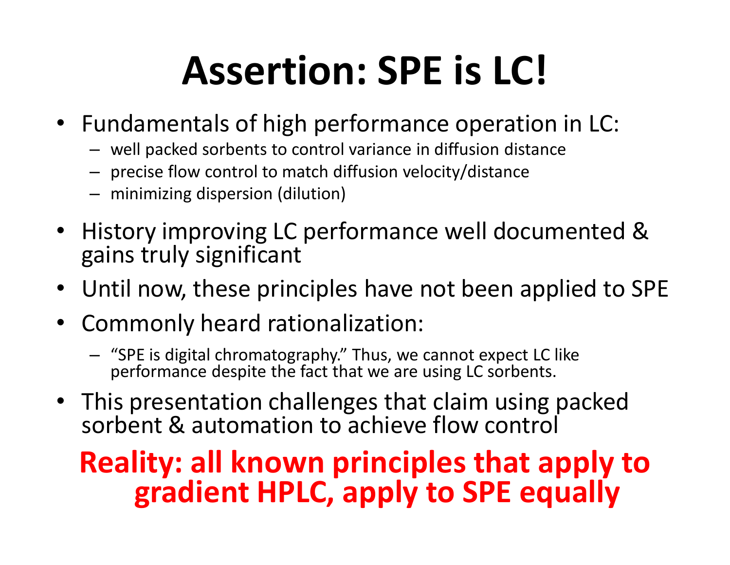# Assertion: SPE is LC!

- Fundamentals of high performance operation in LC:
  - well packed sorbents to control variance in diffusion distance
  - precise flow control to match diffusion velocity/distance
  - minimizing dispersion (dilution)
- History improving LC performance well documented & gains truly significant
- Until now, these principles have not been applied to SPE
- Commonly heard rationalization:
  - "SPE is digital chromatography." Thus, we cannot expect LC like performance despite the fact that we are using LC sorbents.
- This presentation challenges that claim using packed sorbent & automation to achieve flow control

**Reality: all known principles that apply to gradient HPLC, apply to SPE equally**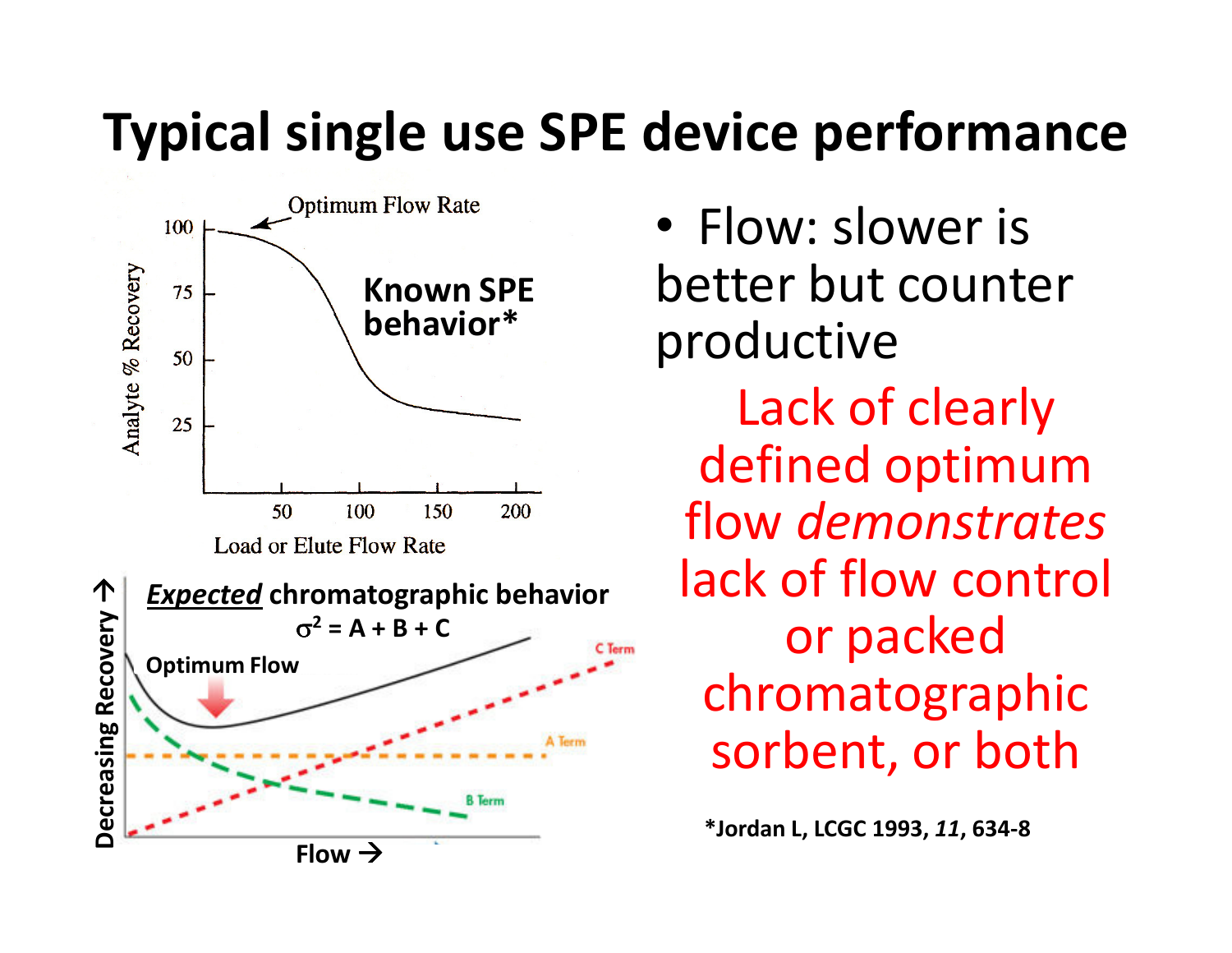# Typical single use SPE device performance

Optimum Flow Rate

Known SPE behavior*

Analyte % Recovery

Load or Elute Flow Rate

***Expected*** **chromatographic behavior**

$\sigma^2 = A + B + C$

**Optimum Flow**

Decreasing Recovery →

Flow →

C Term

A Term

B Term

- Flow: slower is better but counter productive

Lack of clearly defined optimum flow *demonstrates* lack of flow control or packed chromatographic sorbent, or both

**\*Jordan L, LCGC 1993, *11*, 634-8**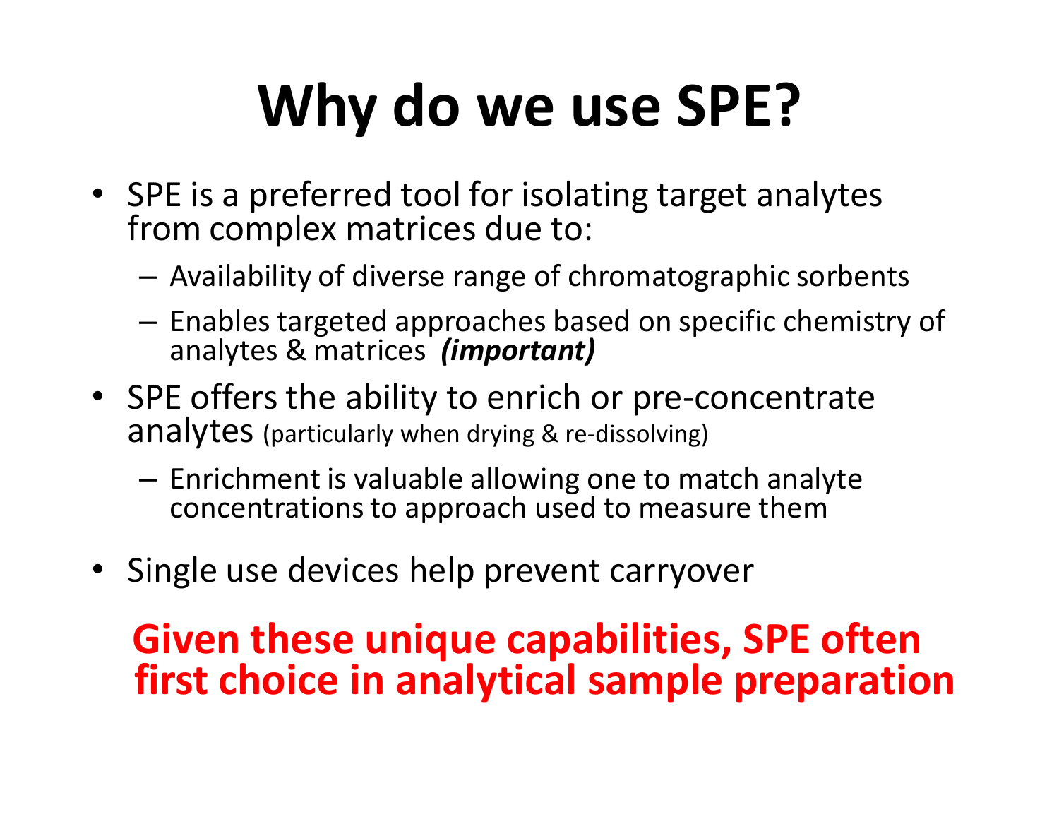# Why do we use SPE?

- SPE is a preferred tool for isolating target analytes from complex matrices due to:
  - Availability of diverse range of chromatographic sorbents
  - Enables targeted approaches based on specific chemistry of analytes & matrices ***(important)***
- SPE offers the ability to enrich or pre-concentrate analytes (particularly when drying & re-dissolving)
  - Enrichment is valuable allowing one to match analyte concentrations to approach used to measure them
- Single use devices help prevent carryover

**Given these unique capabilities, SPE often first choice in analytical sample preparation**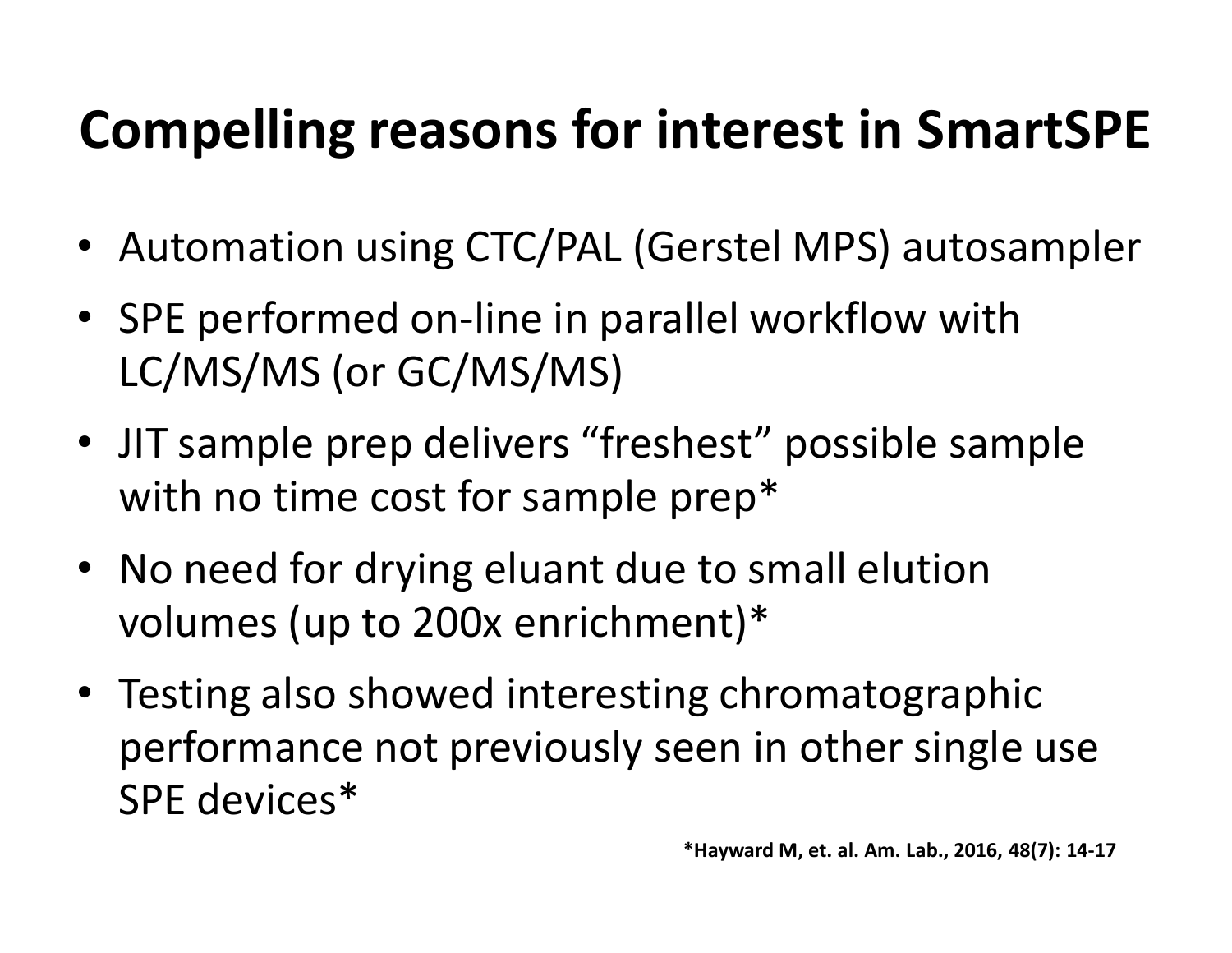# Compelling reasons for interest in SmartSPE

- Automation using CTC/PAL (Gerstel MPS) autosampler
- SPE performed on-line in parallel workflow with LC/MS/MS (or GC/MS/MS)
- JIT sample prep delivers "freshest" possible sample with no time cost for sample prep*
- No need for drying eluant due to small elution volumes (up to 200x enrichment)*
- Testing also showed interesting chromatographic performance not previously seen in other single use SPE devices*

**\*Hayward M, et. al. Am. Lab., 2016, 48(7): 14-17**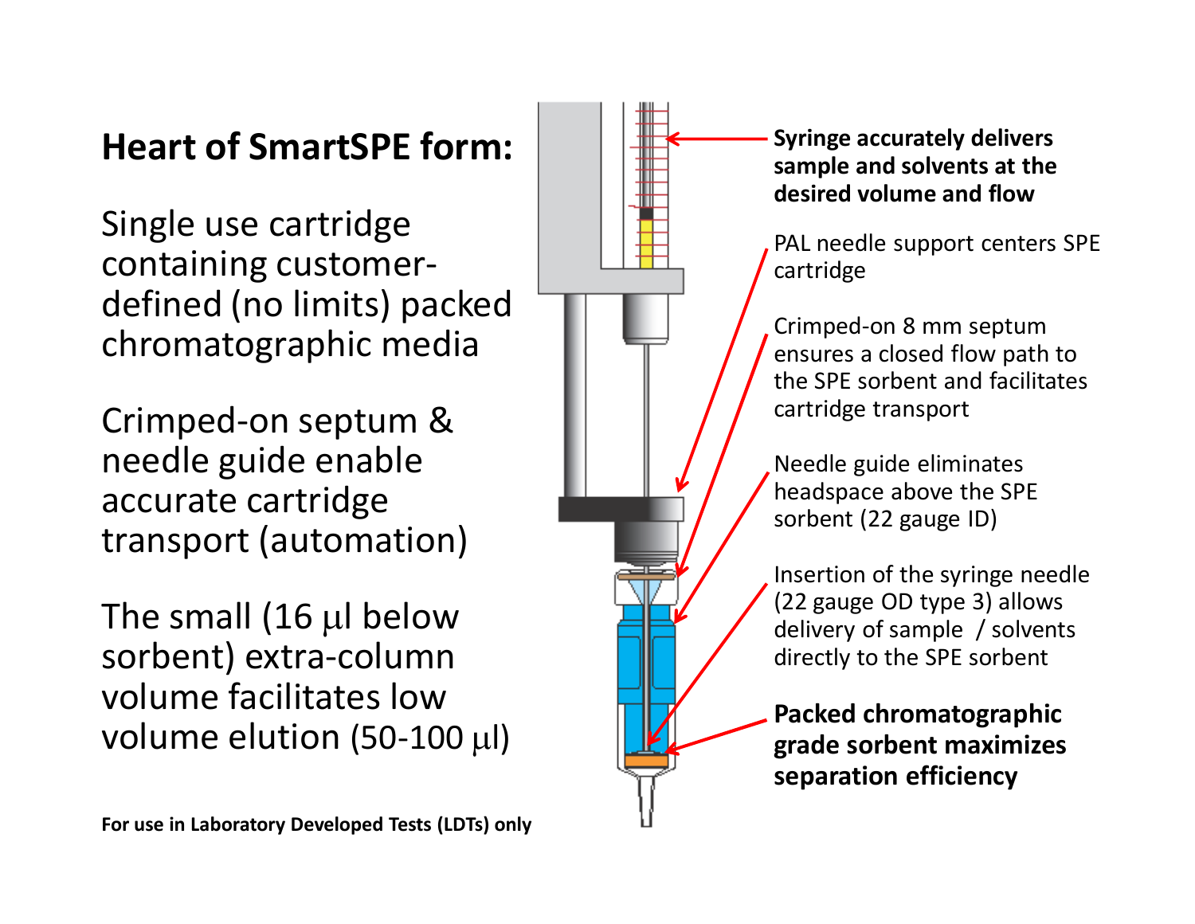# Heart of SmartSPE form:

Single use cartridge containing customer-defined (no limits) packed chromatographic media

Crimped-on septum & needle guide enable accurate cartridge transport (automation)

The small (16 µl below sorbent) extra-column volume facilitates low volume elution (50-100 µl)

**For use in Laboratory Developed Tests (LDTs) only**

**Syringe accurately delivers sample and solvents at the desired volume and flow**

PAL needle support centers SPE cartridge

Crimped-on 8 mm septum ensures a closed flow path to the SPE sorbent and facilitates cartridge transport

Needle guide eliminates headspace above the SPE sorbent (22 gauge ID)

Insertion of the syringe needle (22 gauge OD type 3) allows delivery of sample / solvents directly to the SPE sorbent

**Packed chromatographic grade sorbent maximizes separation efficiency**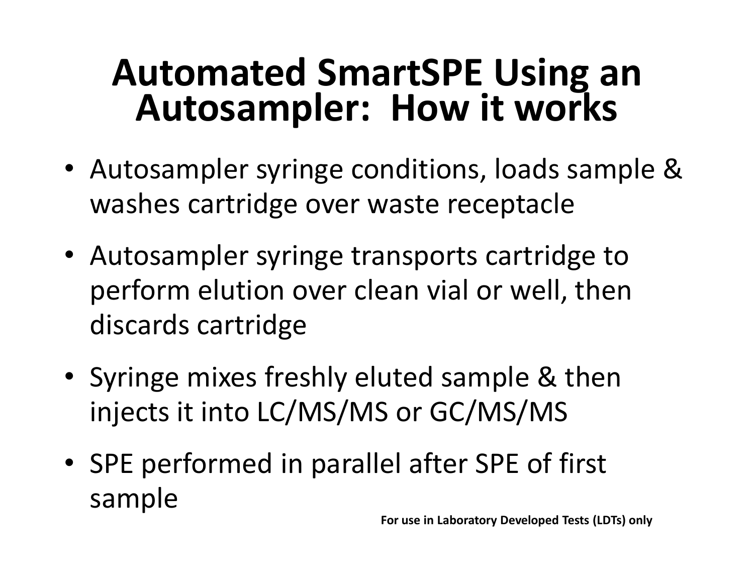# Automated SmartSPE Using an Autosampler: How it works

- Autosampler syringe conditions, loads sample & washes cartridge over waste receptacle
- Autosampler syringe transports cartridge to perform elution over clean vial or well, then discards cartridge
- Syringe mixes freshly eluted sample & then injects it into LC/MS/MS or GC/MS/MS
- SPE performed in parallel after SPE of first sample

**For use in Laboratory Developed Tests (LDTs) only**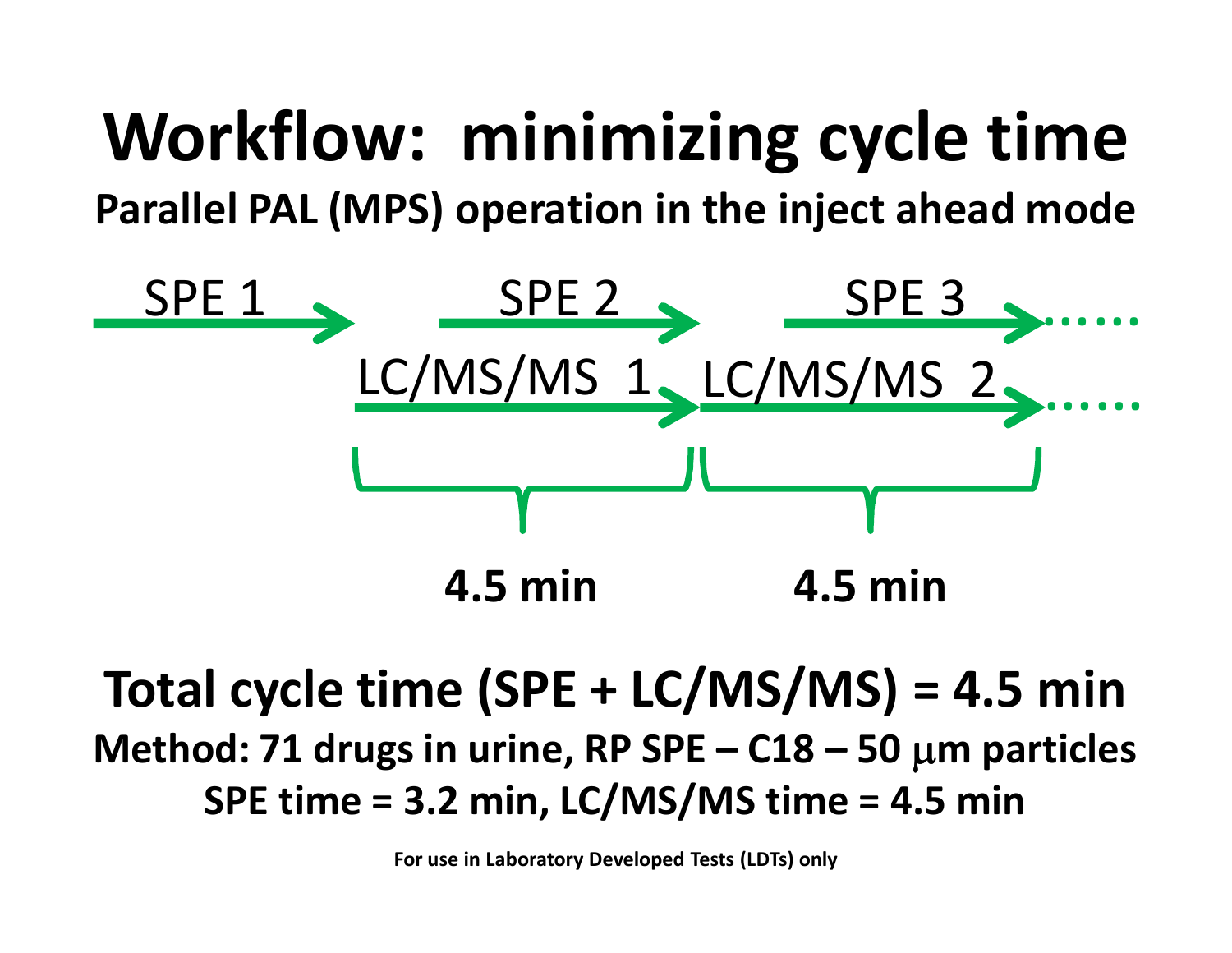# Workflow: minimizing cycle time

**Parallel PAL (MPS) operation in the inject ahead mode**

SPE 1 → SPE 2 → SPE 3 → ......

LC/MS/MS 1 → LC/MS/MS 2 → ......

4.5 min | 4.5 min

**Total cycle time (SPE + LC/MS/MS) = 4.5 min**

**Method: 71 drugs in urine, RP SPE – C18 – 50 μm particles**

**SPE time = 3.2 min, LC/MS/MS time = 4.5 min**

For use in Laboratory Developed Tests (LDTs) only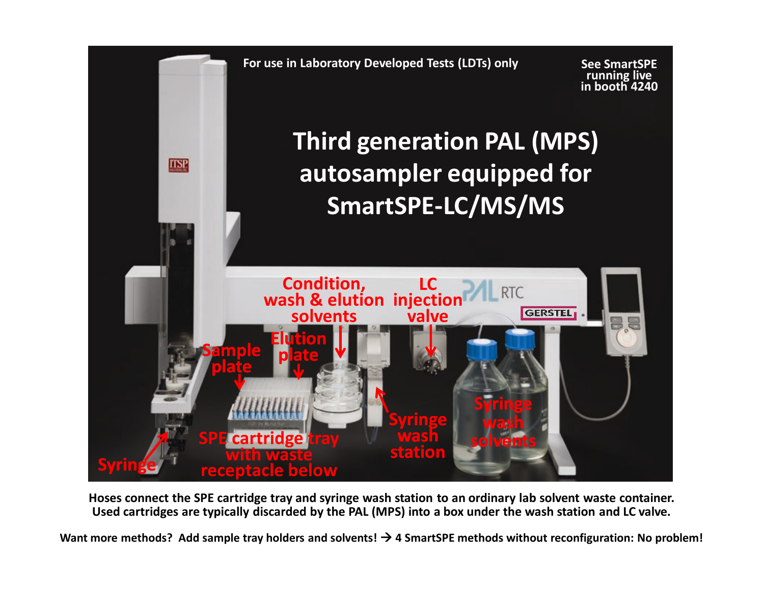For use in Laboratory Developed Tests (LDTs) only

See SmartSPE running live in booth 4240

# Third generation PAL (MPS) autosampler equipped for SmartSPE-LC/MS/MS

Condition, wash & elution solvents

LC injection valve

Sample plate

Elution plate

Syringe wash station

Syringe wash solvents

SPE cartridge tray with waste receptacle below

Syringe

**Hoses connect the SPE cartridge tray and syringe wash station to an ordinary lab solvent waste container. Used cartridges are typically discarded by the PAL (MPS) into a box under the wash station and LC valve.**

**Want more methods? Add sample tray holders and solvents! → 4 SmartSPE methods without reconfiguration: No problem!**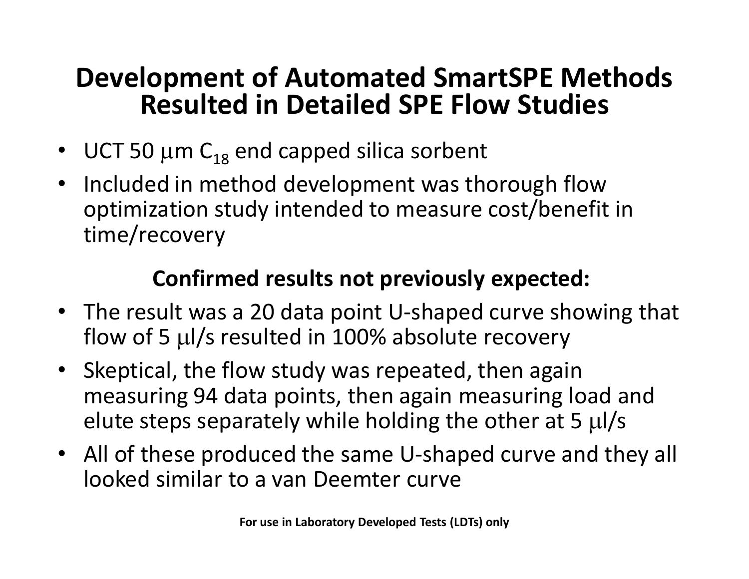# Development of Automated SmartSPE Methods Resulted in Detailed SPE Flow Studies

- UCT 50 μm $C_{18}$ end capped silica sorbent
- Included in method development was thorough flow optimization study intended to measure cost/benefit in time/recovery

**Confirmed results not previously expected:**

- The result was a 20 data point U-shaped curve showing that flow of 5 μl/s resulted in 100% absolute recovery
- Skeptical, the flow study was repeated, then again measuring 94 data points, then again measuring load and elute steps separately while holding the other at 5 μl/s
- All of these produced the same U-shaped curve and they all looked similar to a van Deemter curve

**For use in Laboratory Developed Tests (LDTs) only**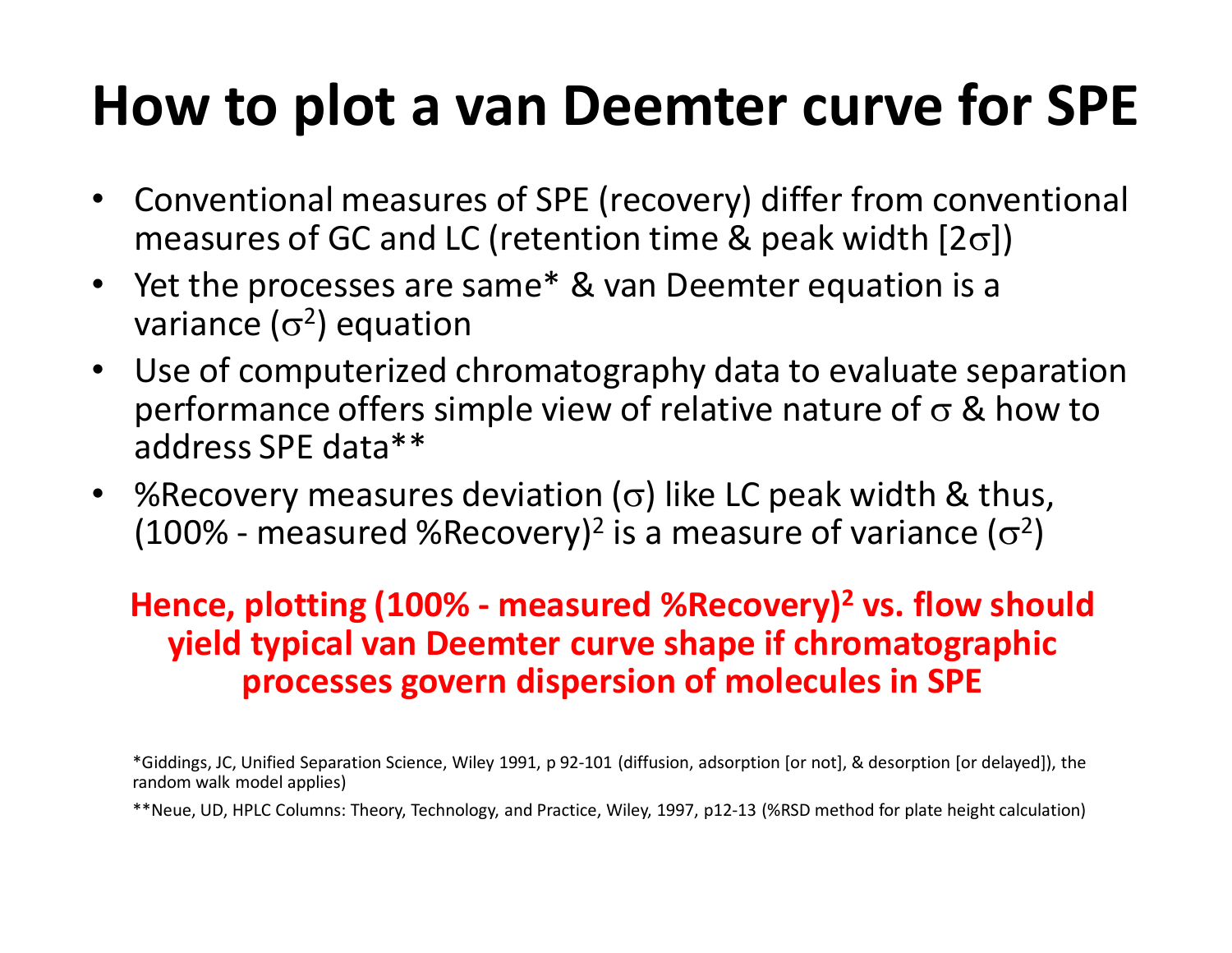# How to plot a van Deemter curve for SPE

- Conventional measures of SPE (recovery) differ from conventional measures of GC and LC (retention time & peak width [$2\sigma$])
- Yet the processes are same* & van Deemter equation is a variance ($\sigma^2$) equation
- Use of computerized chromatography data to evaluate separation performance offers simple view of relative nature of $\sigma$ & how to address SPE data**
- %Recovery measures deviation ($\sigma$) like LC peak width & thus, $(100\% - \text{measured \%Recovery})^2$ is a measure of variance ($\sigma^2$)

**Hence, plotting $(100\% - \text{measured \%Recovery})^2$ vs. flow should yield typical van Deemter curve shape if chromatographic processes govern dispersion of molecules in SPE**

*Giddings, JC, Unified Separation Science, Wiley 1991, p 92-101 (diffusion, adsorption [or not], & desorption [or delayed]), the random walk model applies)

**Neue, UD, HPLC Columns: Theory, Technology, and Practice, Wiley, 1997, p12-13 (%RSD method for plate height calculation)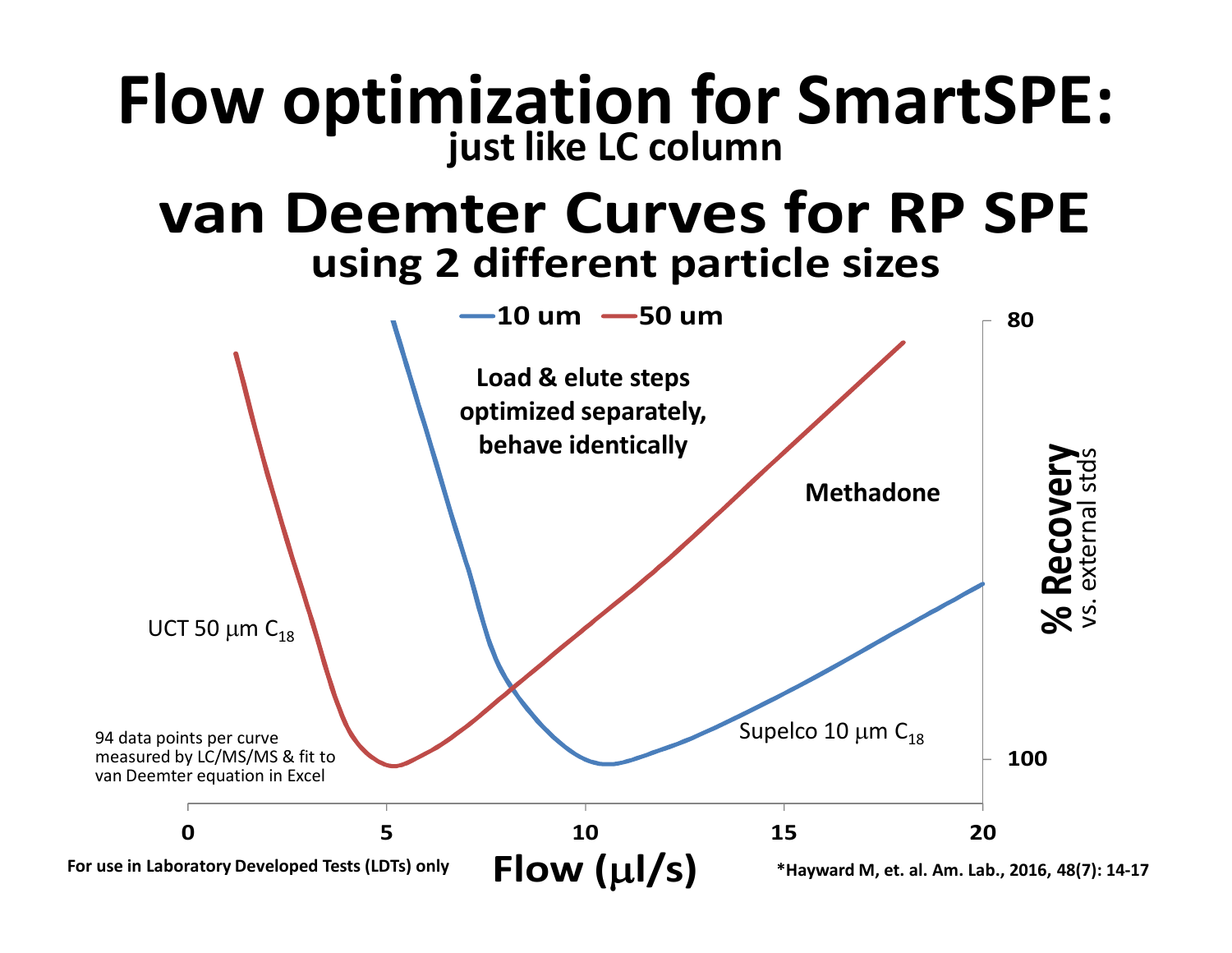# Flow optimization for SmartSPE:

## just like LC column

# van Deemter Curves for RP SPE

## using 2 different particle sizes

—10 um —50 um

**Load & elute steps optimized separately, behave identically**

**Methadone**

UCT 50 μm $C_{18}$

Supelco 10 μm $C_{18}$

94 data points per curve measured by LC/MS/MS & fit to van Deemter equation in Excel

**% Recovery** vs. external stds

80

100

0 5 10 15 20

**Flow (μl/s)**

**For use in Laboratory Developed Tests (LDTs) only**

**\*Hayward M, et. al. Am. Lab., 2016, 48(7): 14-17**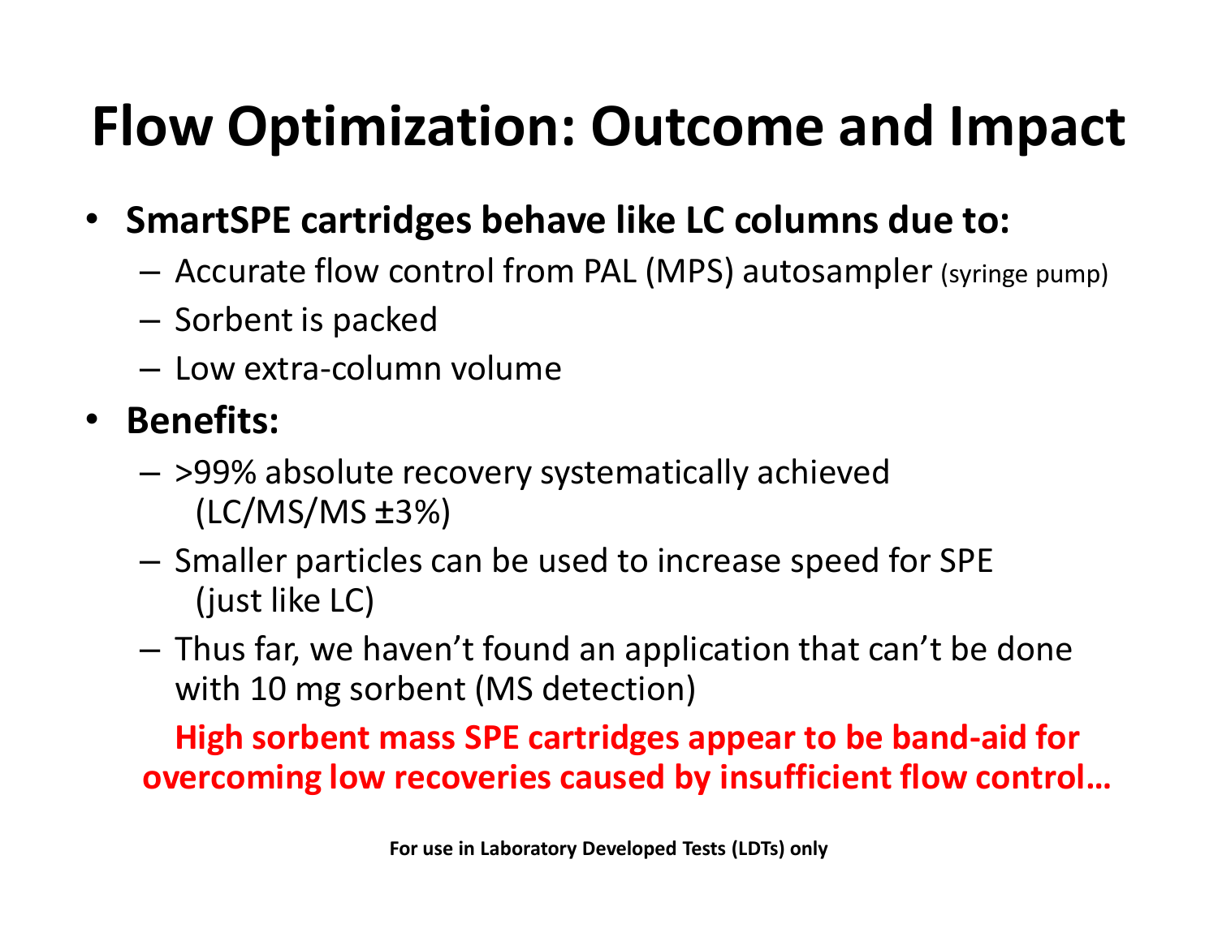# Flow Optimization: Outcome and Impact

- **SmartSPE cartridges behave like LC columns due to:**
  - Accurate flow control from PAL (MPS) autosampler (syringe pump)
  - Sorbent is packed
  - Low extra-column volume
- **Benefits:**
  - >99% absolute recovery systematically achieved (LC/MS/MS ±3%)
  - Smaller particles can be used to increase speed for SPE (just like LC)
  - Thus far, we haven't found an application that can't be done with 10 mg sorbent (MS detection)

**High sorbent mass SPE cartridges appear to be band-aid for overcoming low recoveries caused by insufficient flow control…**

**For use in Laboratory Developed Tests (LDTs) only**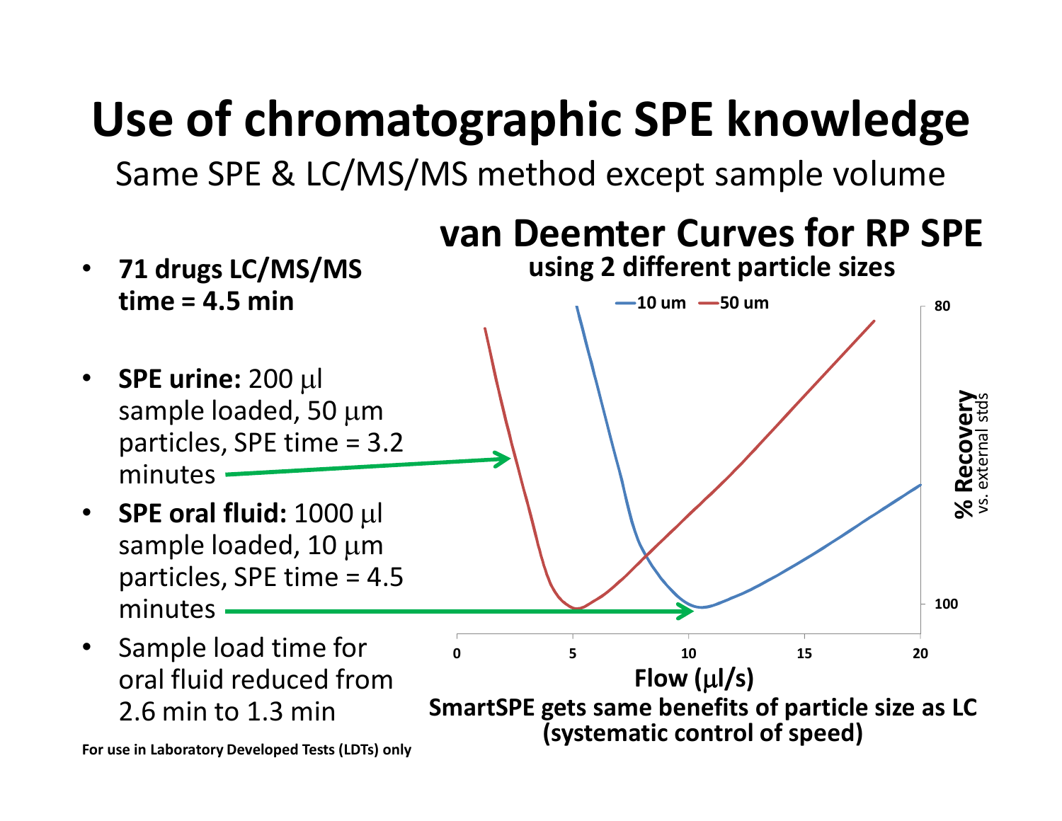# Use of chromatographic SPE knowledge

Same SPE & LC/MS/MS method except sample volume

- **71 drugs LC/MS/MS time = 4.5 min**
- **SPE urine:** 200 μl sample loaded, 50 μm particles, SPE time = 3.2 minutes
- **SPE oral fluid:** 1000 μl sample loaded, 10 μm particles, SPE time = 4.5 minutes
- Sample load time for oral fluid reduced from 2.6 min to 1.3 min

## van Deemter Curves for RP SPE

**using 2 different particle sizes**

—10 um —50 um

% Recovery vs. external stds (80, 100)

Flow (μl/s) (0, 5, 10, 15, 20)

**SmartSPE gets same benefits of particle size as LC (systematic control of speed)**

For use in Laboratory Developed Tests (LDTs) only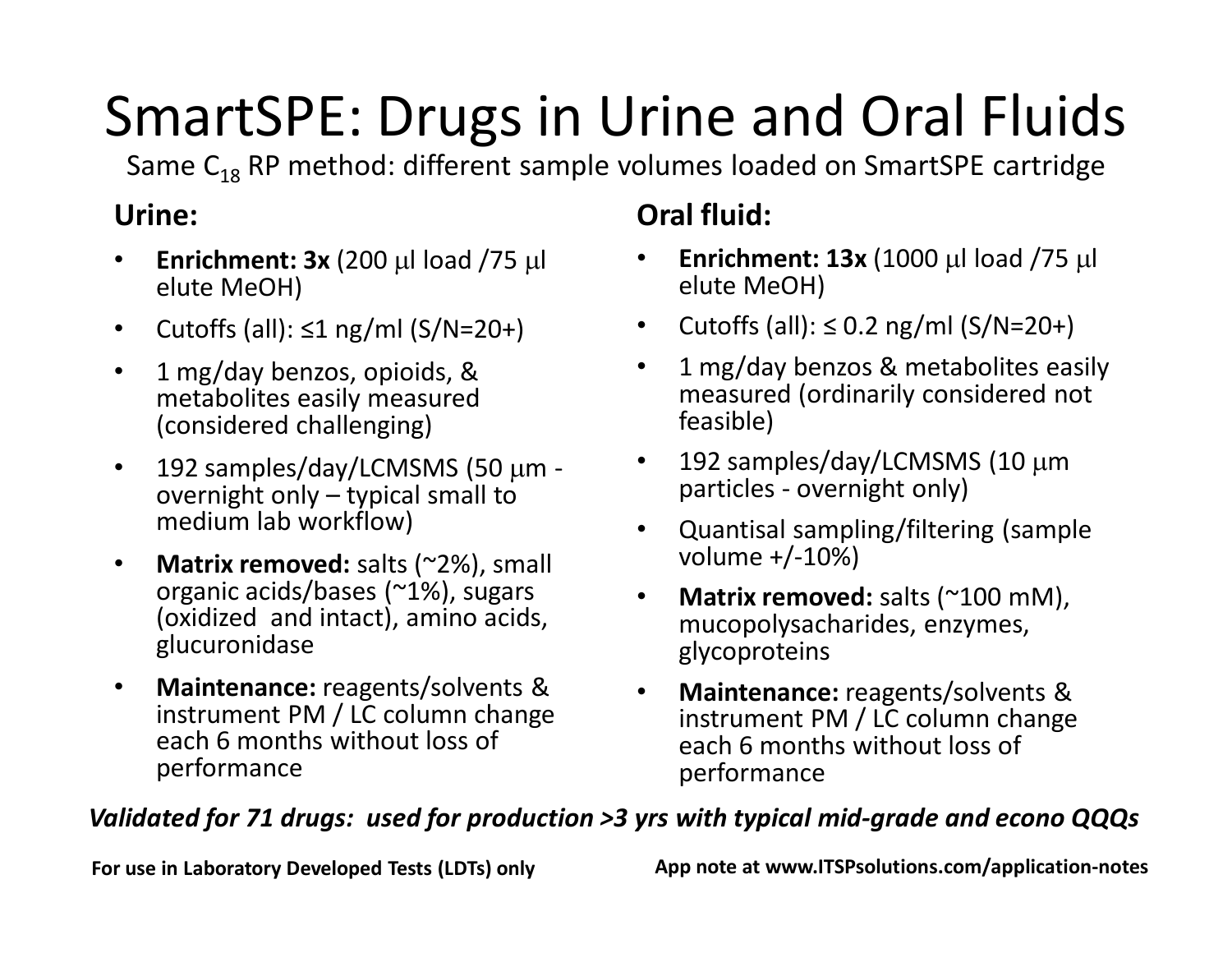# SmartSPE: Drugs in Urine and Oral Fluids

Same $C_{18}$ RP method: different sample volumes loaded on SmartSPE cartridge

## Urine:

- **Enrichment: 3x** (200 μl load /75 μl elute MeOH)
- Cutoffs (all): ≤1 ng/ml (S/N=20+)
- 1 mg/day benzos, opioids, & metabolites easily measured (considered challenging)
- 192 samples/day/LCMSMS (50 μm - overnight only – typical small to medium lab workflow)
- **Matrix removed:** salts (~2%), small organic acids/bases (~1%), sugars (oxidized and intact), amino acids, glucuronidase
- **Maintenance:** reagents/solvents & instrument PM / LC column change each 6 months without loss of performance

## Oral fluid:

- **Enrichment: 13x** (1000 μl load /75 μl elute MeOH)
- Cutoffs (all): ≤ 0.2 ng/ml (S/N=20+)
- 1 mg/day benzos & metabolites easily measured (ordinarily considered not feasible)
- 192 samples/day/LCMSMS (10 μm particles - overnight only)
- Quantisal sampling/filtering (sample volume +/-10%)
- **Matrix removed:** salts (~100 mM), mucopolysacharides, enzymes, glycoproteins
- **Maintenance:** reagents/solvents & instrument PM / LC column change each 6 months without loss of performance

***Validated for 71 drugs: used for production >3 yrs with typical mid-grade and econo QQQs***

**For use in Laboratory Developed Tests (LDTs) only**

**App note at www.ITSPsolutions.com/application-notes**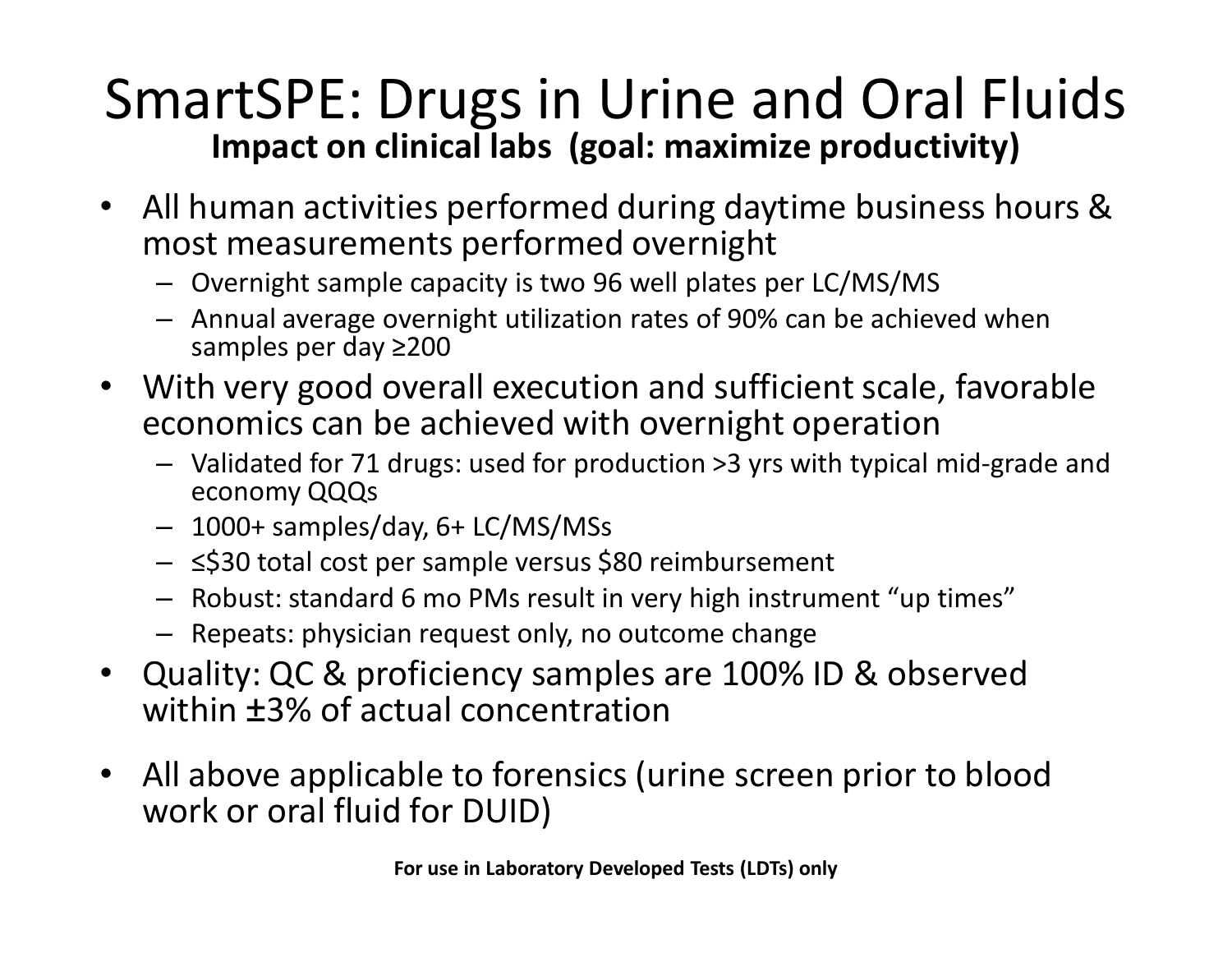# SmartSPE: Drugs in Urine and Oral Fluids

**Impact on clinical labs (goal: maximize productivity)**

- All human activities performed during daytime business hours & most measurements performed overnight
  - Overnight sample capacity is two 96 well plates per LC/MS/MS
  - Annual average overnight utilization rates of 90% can be achieved when samples per day ≥200
- With very good overall execution and sufficient scale, favorable economics can be achieved with overnight operation
  - Validated for 71 drugs: used for production >3 yrs with typical mid-grade and economy QQQs
  - 1000+ samples/day, 6+ LC/MS/MSs
  - ≤$30 total cost per sample versus $80 reimbursement
  - Robust: standard 6 mo PMs result in very high instrument "up times"
  - Repeats: physician request only, no outcome change
- Quality: QC & proficiency samples are 100% ID & observed within ±3% of actual concentration
- All above applicable to forensics (urine screen prior to blood work or oral fluid for DUID)

**For use in Laboratory Developed Tests (LDTs) only**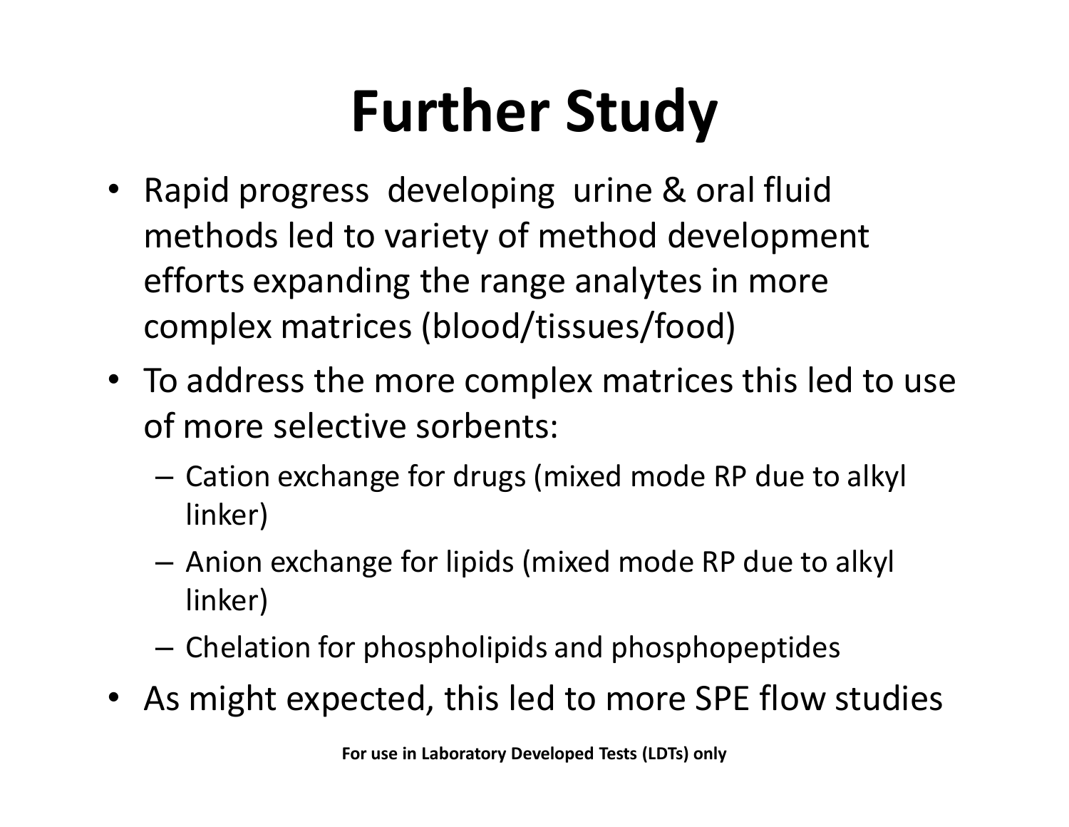# Further Study

- Rapid progress developing urine & oral fluid methods led to variety of method development efforts expanding the range analytes in more complex matrices (blood/tissues/food)
- To address the more complex matrices this led to use of more selective sorbents:
  - Cation exchange for drugs (mixed mode RP due to alkyl linker)
  - Anion exchange for lipids (mixed mode RP due to alkyl linker)
  - Chelation for phospholipids and phosphopeptides
- As might expected, this led to more SPE flow studies

**For use in Laboratory Developed Tests (LDTs) only**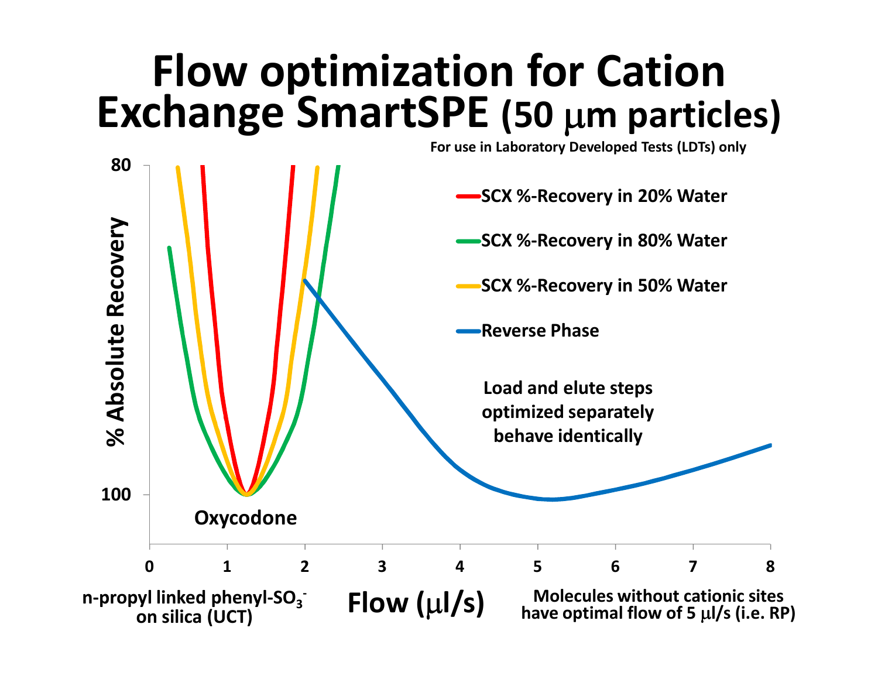# Flow optimization for Cation Exchange SmartSPE (50 μm particles)

For use in Laboratory Developed Tests (LDTs) only

- SCX %-Recovery in 20% Water
- SCX %-Recovery in 80% Water
- SCX %-Recovery in 50% Water
- Reverse Phase

% Absolute Recovery: 80 – 100

Oxycodone

Load and elute steps optimized separately behave identically

Flow (μl/s): 0 1 2 3 4 5 6 7 8

n-propyl linked phenyl-$SO_3^-$ on silica (UCT)

Molecules without cationic sites have optimal flow of 5 μl/s (i.e. RP)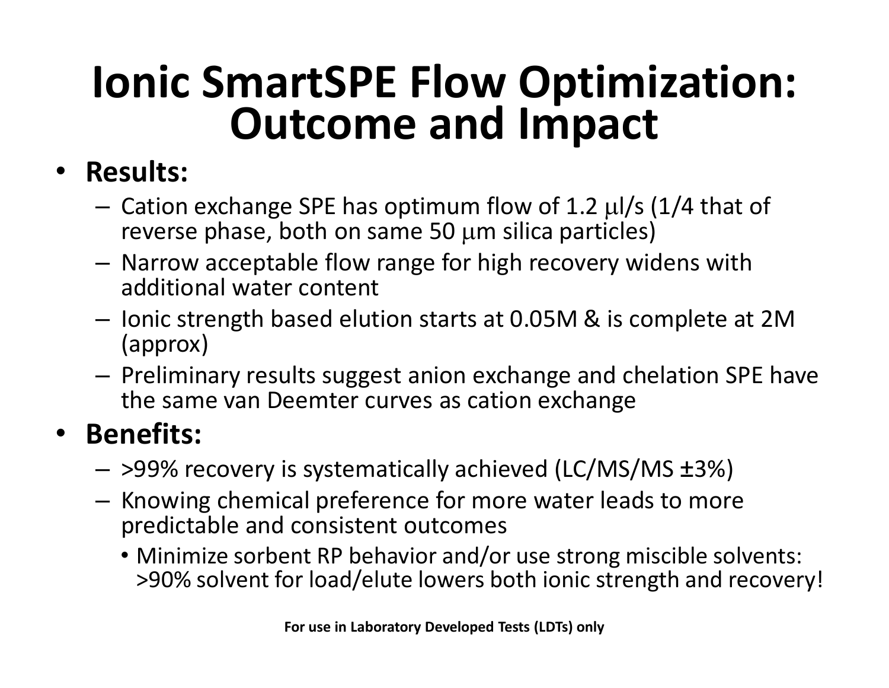# Ionic SmartSPE Flow Optimization: Outcome and Impact

- **Results:**
  - Cation exchange SPE has optimum flow of 1.2 μl/s (1/4 that of reverse phase, both on same 50 μm silica particles)
  - Narrow acceptable flow range for high recovery widens with additional water content
  - Ionic strength based elution starts at 0.05M & is complete at 2M (approx)
  - Preliminary results suggest anion exchange and chelation SPE have the same van Deemter curves as cation exchange
- **Benefits:**
  - >99% recovery is systematically achieved (LC/MS/MS ±3%)
  - Knowing chemical preference for more water leads to more predictable and consistent outcomes
    - Minimize sorbent RP behavior and/or use strong miscible solvents: >90% solvent for load/elute lowers both ionic strength and recovery!

**For use in Laboratory Developed Tests (LDTs) only**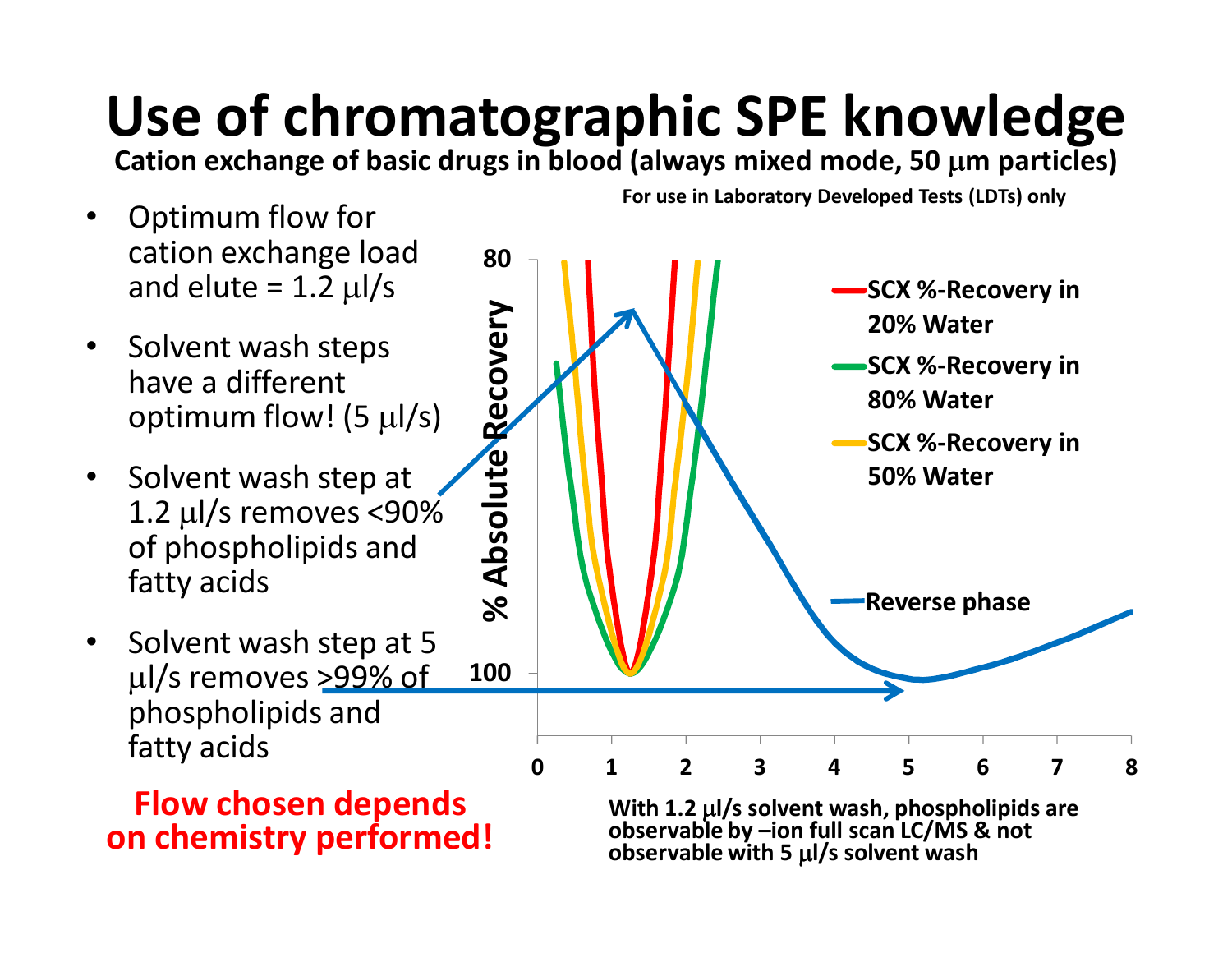# Use of chromatographic SPE knowledge

**Cation exchange of basic drugs in blood (always mixed mode, 50 μm particles)**

**For use in Laboratory Developed Tests (LDTs) only**

- Optimum flow for cation exchange load and elute = 1.2 μl/s
- Solvent wash steps have a different optimum flow! (5 μl/s)
- Solvent wash step at 1.2 μl/s removes <90% of phospholipids and fatty acids
- Solvent wash step at 5 μl/s removes >99% of phospholipids and fatty acids

**Flow chosen depends on chemistry performed!**

% Absolute Recovery: 80, 100

x-axis: 0, 1, 2, 3, 4, 5, 6, 7, 8

- SCX %-Recovery in 20% Water
- SCX %-Recovery in 80% Water
- SCX %-Recovery in 50% Water
- Reverse phase

**With 1.2 μl/s solvent wash, phospholipids are observable by –ion full scan LC/MS & not observable with 5 μl/s solvent wash**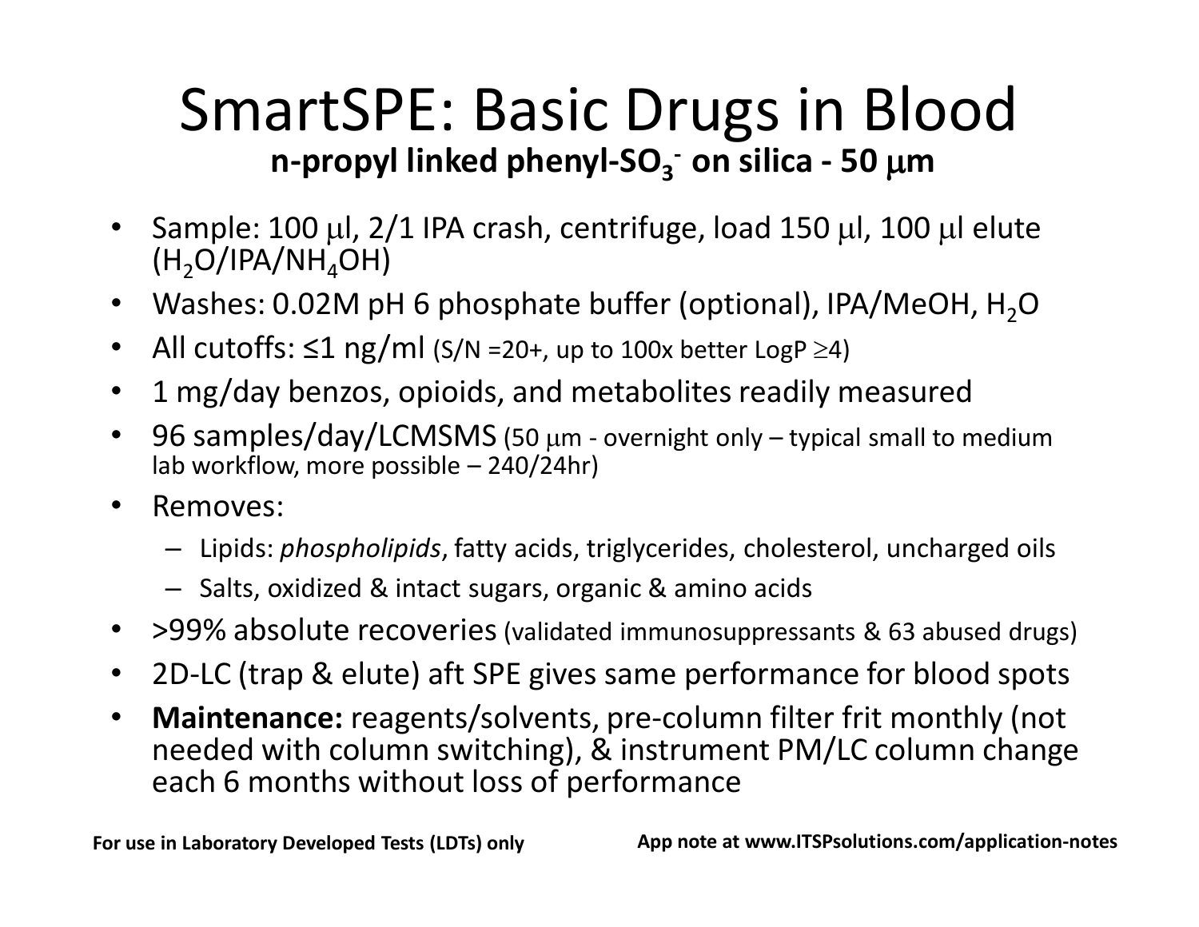# SmartSPE: Basic Drugs in Blood

**n-propyl linked phenyl-$SO_3^-$ on silica - 50 $\mu$m**

- Sample: 100 $\mu$l, 2/1 IPA crash, centrifuge, load 150 $\mu$l, 100 $\mu$l elute ($H_2O$/IPA/$NH_4OH$)
- Washes: 0.02M pH 6 phosphate buffer (optional), IPA/MeOH, $H_2O$
- All cutoffs: ≤1 ng/ml (S/N =20+, up to 100x better LogP $\geq$4)
- 1 mg/day benzos, opioids, and metabolites readily measured
- 96 samples/day/LCMSMS (50 $\mu$m - overnight only – typical small to medium lab workflow, more possible – 240/24hr)
- Removes:
  - Lipids: *phospholipids*, fatty acids, triglycerides, cholesterol, uncharged oils
  - Salts, oxidized & intact sugars, organic & amino acids
- >99% absolute recoveries (validated immunosuppressants & 63 abused drugs)
- 2D-LC (trap & elute) aft SPE gives same performance for blood spots
- **Maintenance:** reagents/solvents, pre-column filter frit monthly (not needed with column switching), & instrument PM/LC column change each 6 months without loss of performance

**For use in Laboratory Developed Tests (LDTs) only**

**App note at www.ITSPsolutions.com/application-notes**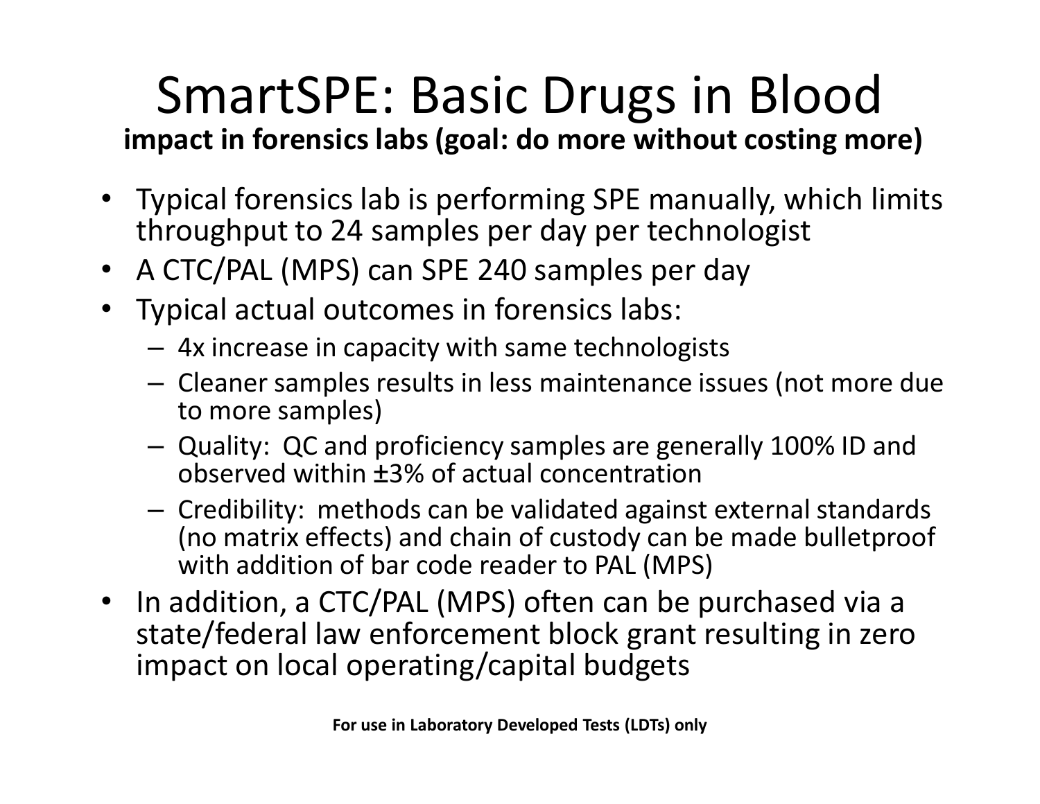# SmartSPE: Basic Drugs in Blood

**impact in forensics labs (goal: do more without costing more)**

- Typical forensics lab is performing SPE manually, which limits throughput to 24 samples per day per technologist
- A CTC/PAL (MPS) can SPE 240 samples per day
- Typical actual outcomes in forensics labs:
  - 4x increase in capacity with same technologists
  - Cleaner samples results in less maintenance issues (not more due to more samples)
  - Quality: QC and proficiency samples are generally 100% ID and observed within ±3% of actual concentration
  - Credibility: methods can be validated against external standards (no matrix effects) and chain of custody can be made bulletproof with addition of bar code reader to PAL (MPS)
- In addition, a CTC/PAL (MPS) often can be purchased via a state/federal law enforcement block grant resulting in zero impact on local operating/capital budgets

**For use in Laboratory Developed Tests (LDTs) only**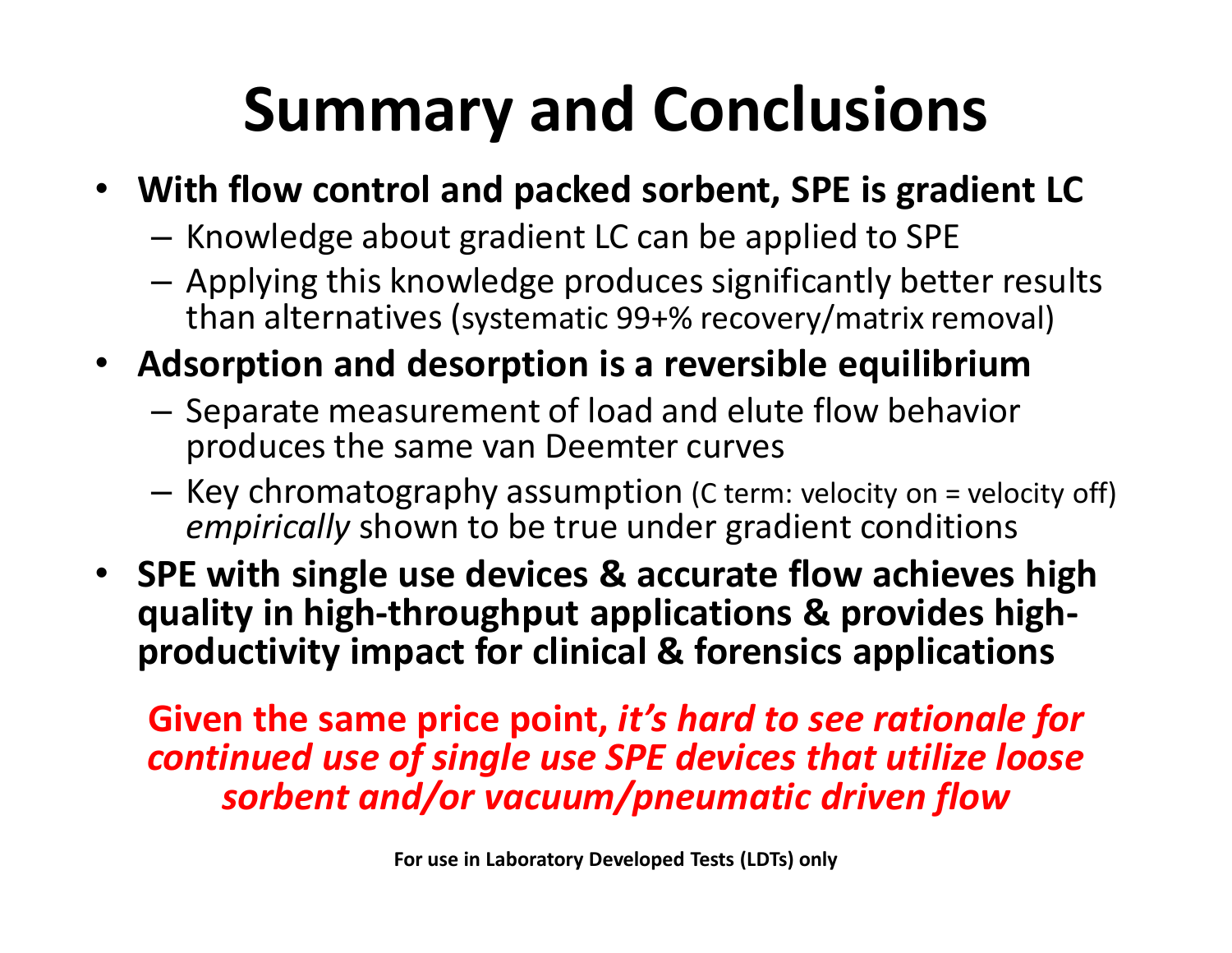# Summary and Conclusions

- **With flow control and packed sorbent, SPE is gradient LC**
  - Knowledge about gradient LC can be applied to SPE
  - Applying this knowledge produces significantly better results than alternatives (systematic 99+% recovery/matrix removal)
- **Adsorption and desorption is a reversible equilibrium**
  - Separate measurement of load and elute flow behavior produces the same van Deemter curves
  - Key chromatography assumption (C term: velocity on = velocity off) *empirically* shown to be true under gradient conditions
- **SPE with single use devices & accurate flow achieves high quality in high-throughput applications & provides high-productivity impact for clinical & forensics applications**

**Given the same price point, *it's hard to see rationale for continued use of single use SPE devices that utilize loose sorbent and/or vacuum/pneumatic driven flow***

**For use in Laboratory Developed Tests (LDTs) only**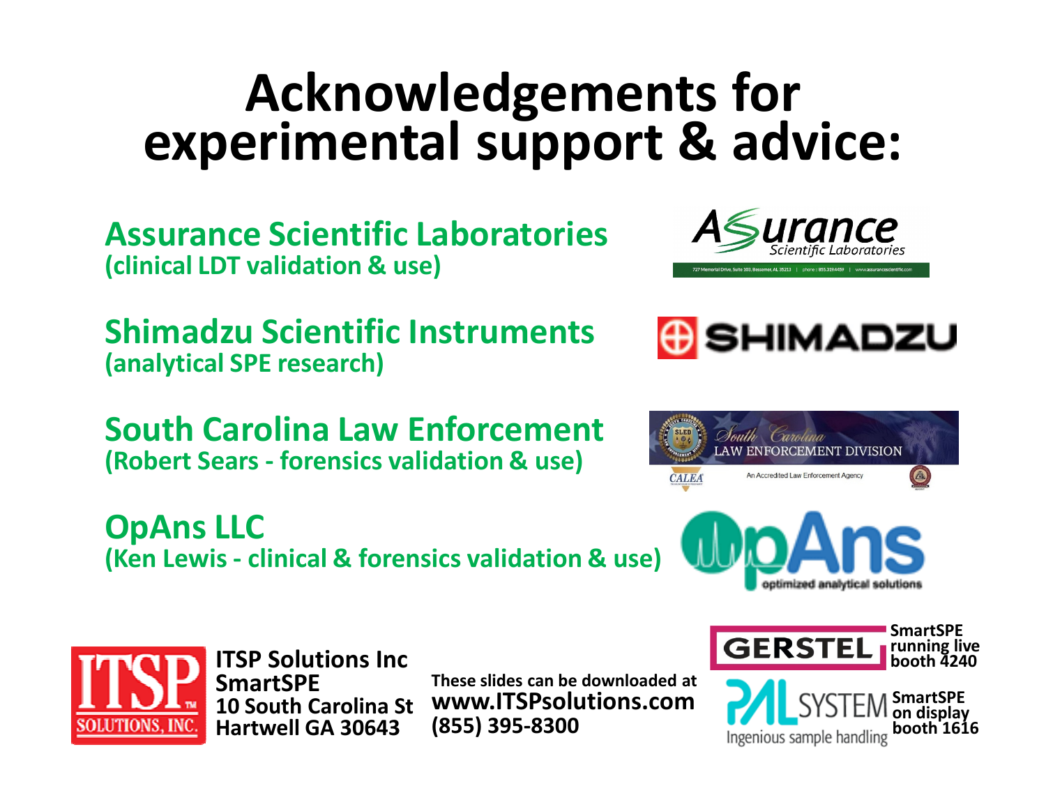# Acknowledgements for experimental support & advice:

**Assurance Scientific Laboratories**
**(clinical LDT validation & use)**

**Shimadzu Scientific Instruments**
**(analytical SPE research)**

**South Carolina Law Enforcement**
**(Robert Sears - forensics validation & use)**

**OpAns LLC**
**(Ken Lewis - clinical & forensics validation & use)**

**ITSP Solutions Inc**
**SmartSPE**
**10 South Carolina St**
**Hartwell GA 30643**

**These slides can be downloaded at**
**www.ITSPsolutions.com**
**(855) 395-8300**

**SmartSPE running live booth 4240**

**SmartSPE on display booth 1616**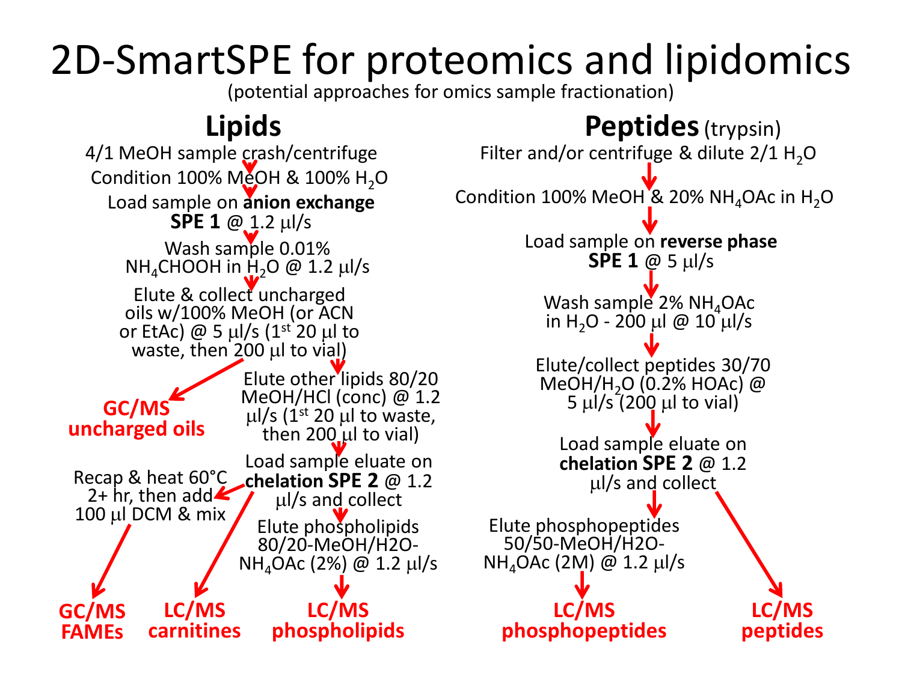# 2D-SmartSPE for proteomics and lipidomics

(potential approaches for omics sample fractionation)

## Lipids

4/1 MeOH sample crash/centrifuge

Condition 100% MeOH & 100% $H_2O$

Load sample on **anion exchange SPE 1** @ 1.2 μl/s

Wash sample 0.01% $NH_4CHOOH$ in $H_2O$ @ 1.2 μl/s

Elute & collect uncharged oils w/100% MeOH (or ACN or EtAc) @ 5 μl/s (1st 20 μl to waste, then 200 μl to vial)

- → **GC/MS uncharged oils**

Elute other lipids 80/20 MeOH/HCl (conc) @ 1.2 μl/s (1st 20 μl to waste, then 200 μl to vial)

Load sample eluate on **chelation SPE 2** @ 1.2 μl/s and collect

- → Recap & heat 60°C 2+ hr, then add 100 μl DCM & mix → **GC/MS FAMEs**
- → **LC/MS carnitines**

Elute phospholipids 80/20-MeOH/H2O-$NH_4OAc$ (2%) @ 1.2 μl/s

- → **LC/MS phospholipids**

## Peptides (trypsin)

Filter and/or centrifuge & dilute 2/1 $H_2O$

Condition 100% MeOH & 20% $NH_4OAc$ in $H_2O$

Load sample on **reverse phase SPE 1** @ 5 μl/s

Wash sample 2% $NH_4OAc$ in $H_2O$ - 200 μl @ 10 μl/s

Elute/collect peptides 30/70 MeOH/$H_2O$ (0.2% HOAc) @ 5 μl/s (200 μl to vial)

Load sample eluate on **chelation SPE 2** @ 1.2 μl/s and collect

- → **LC/MS peptides**

Elute phosphopeptides 50/50-MeOH/H2O-$NH_4OAc$ (2M) @ 1.2 μl/s

- → **LC/MS phosphopeptides**